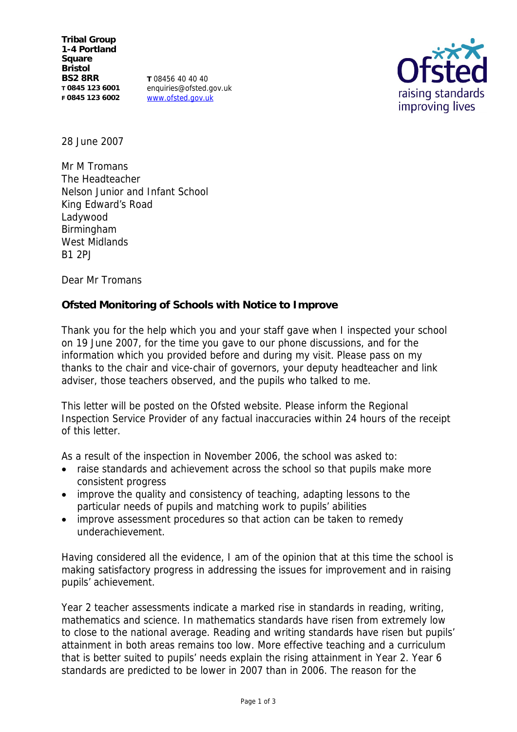Tribal Group
1-4 Portland Square
Bristol
BS2 8RR
T 0845 123 6001
F 0845 123 6002

T 08456 40 40 40
enquiries@ofsted.gov.uk
www.ofsted.gov.uk

28 June 2007

Mr M Tromans
The Headteacher
Nelson Junior and Infant School
King Edward's Road
Ladywood
Birmingham
West Midlands
B1 2PJ

Dear Mr Tromans

**Ofsted Monitoring of Schools with Notice to Improve**

Thank you for the help which you and your staff gave when I inspected your school on 19 June 2007, for the time you gave to our phone discussions, and for the information which you provided before and during my visit. Please pass on my thanks to the chair and vice-chair of governors, your deputy headteacher and link adviser, those teachers observed, and the pupils who talked to me.

This letter will be posted on the Ofsted website. Please inform the Regional Inspection Service Provider of any factual inaccuracies within 24 hours of the receipt of this letter.

As a result of the inspection in November 2006, the school was asked to:

- raise standards and achievement across the school so that pupils make more consistent progress
- improve the quality and consistency of teaching, adapting lessons to the particular needs of pupils and matching work to pupils' abilities
- improve assessment procedures so that action can be taken to remedy underachievement.

Having considered all the evidence, I am of the opinion that at this time the school is making satisfactory progress in addressing the issues for improvement and in raising pupils' achievement.

Year 2 teacher assessments indicate a marked rise in standards in reading, writing, mathematics and science. In mathematics standards have risen from extremely low to close to the national average. Reading and writing standards have risen but pupils' attainment in both areas remains too low. More effective teaching and a curriculum that is better suited to pupils' needs explain the rising attainment in Year 2. Year 6 standards are predicted to be lower in 2007 than in 2006. The reason for the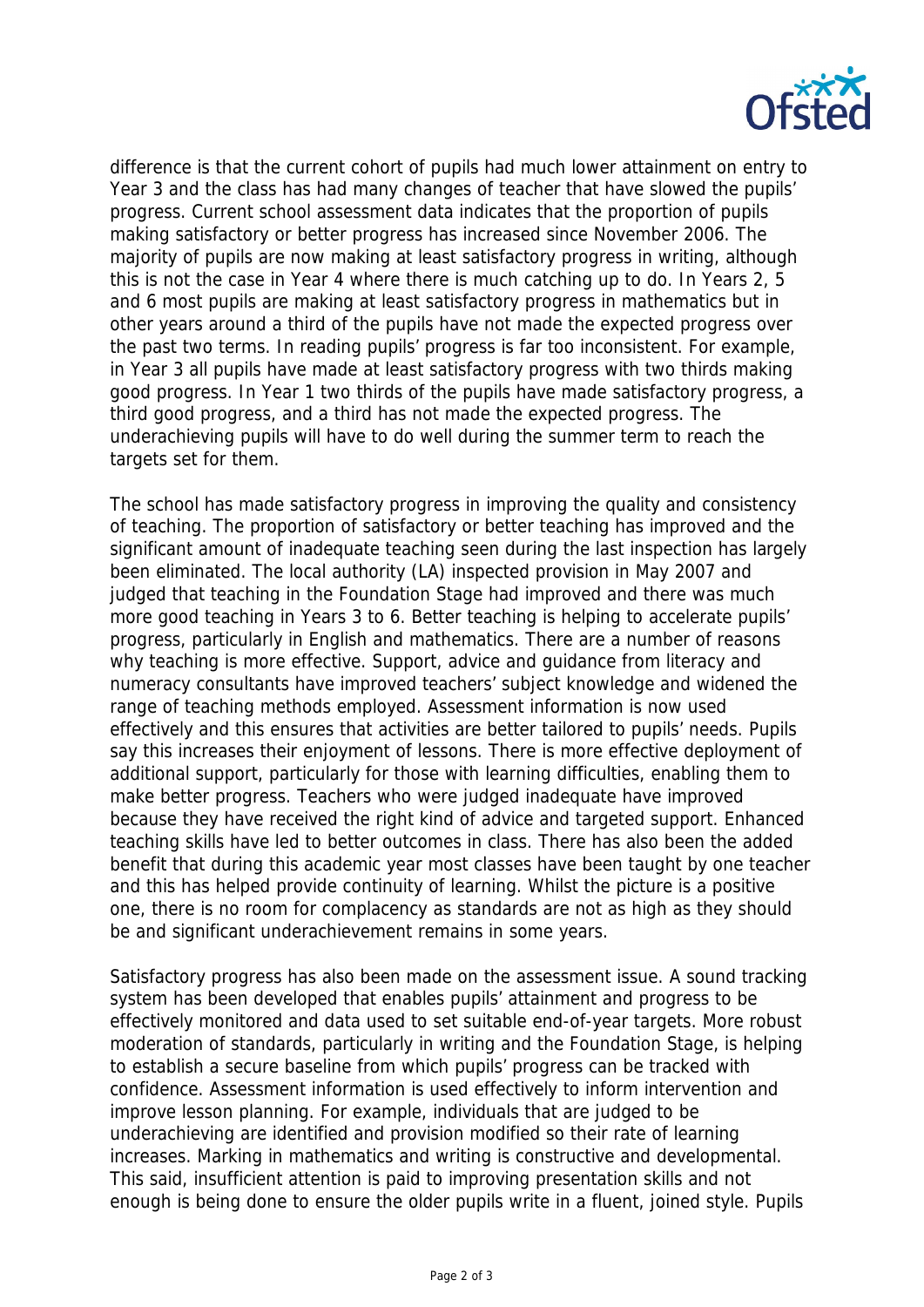difference is that the current cohort of pupils had much lower attainment on entry to Year 3 and the class has had many changes of teacher that have slowed the pupils' progress. Current school assessment data indicates that the proportion of pupils making satisfactory or better progress has increased since November 2006. The majority of pupils are now making at least satisfactory progress in writing, although this is not the case in Year 4 where there is much catching up to do. In Years 2, 5 and 6 most pupils are making at least satisfactory progress in mathematics but in other years around a third of the pupils have not made the expected progress over the past two terms. In reading pupils' progress is far too inconsistent. For example, in Year 3 all pupils have made at least satisfactory progress with two thirds making good progress. In Year 1 two thirds of the pupils have made satisfactory progress, a third good progress, and a third has not made the expected progress. The underachieving pupils will have to do well during the summer term to reach the targets set for them.

The school has made satisfactory progress in improving the quality and consistency of teaching. The proportion of satisfactory or better teaching has improved and the significant amount of inadequate teaching seen during the last inspection has largely been eliminated. The local authority (LA) inspected provision in May 2007 and judged that teaching in the Foundation Stage had improved and there was much more good teaching in Years 3 to 6. Better teaching is helping to accelerate pupils' progress, particularly in English and mathematics. There are a number of reasons why teaching is more effective. Support, advice and guidance from literacy and numeracy consultants have improved teachers' subject knowledge and widened the range of teaching methods employed. Assessment information is now used effectively and this ensures that activities are better tailored to pupils' needs. Pupils say this increases their enjoyment of lessons. There is more effective deployment of additional support, particularly for those with learning difficulties, enabling them to make better progress. Teachers who were judged inadequate have improved because they have received the right kind of advice and targeted support. Enhanced teaching skills have led to better outcomes in class. There has also been the added benefit that during this academic year most classes have been taught by one teacher and this has helped provide continuity of learning. Whilst the picture is a positive one, there is no room for complacency as standards are not as high as they should be and significant underachievement remains in some years.

Satisfactory progress has also been made on the assessment issue. A sound tracking system has been developed that enables pupils' attainment and progress to be effectively monitored and data used to set suitable end-of-year targets. More robust moderation of standards, particularly in writing and the Foundation Stage, is helping to establish a secure baseline from which pupils' progress can be tracked with confidence. Assessment information is used effectively to inform intervention and improve lesson planning. For example, individuals that are judged to be underachieving are identified and provision modified so their rate of learning increases. Marking in mathematics and writing is constructive and developmental. This said, insufficient attention is paid to improving presentation skills and not enough is being done to ensure the older pupils write in a fluent, joined style. Pupils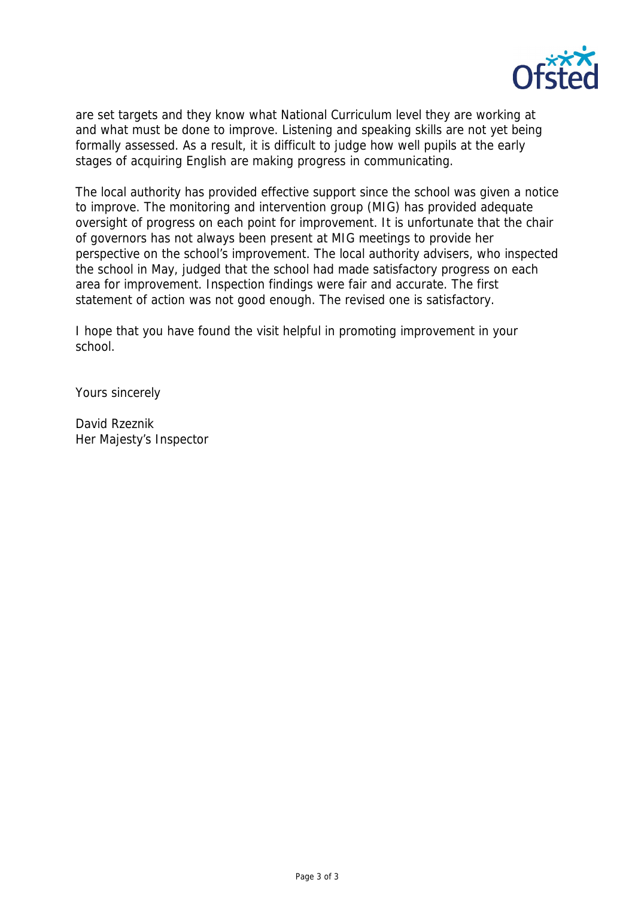are set targets and they know what National Curriculum level they are working at and what must be done to improve. Listening and speaking skills are not yet being formally assessed. As a result, it is difficult to judge how well pupils at the early stages of acquiring English are making progress in communicating.

The local authority has provided effective support since the school was given a notice to improve. The monitoring and intervention group (MIG) has provided adequate oversight of progress on each point for improvement. It is unfortunate that the chair of governors has not always been present at MIG meetings to provide her perspective on the school's improvement. The local authority advisers, who inspected the school in May, judged that the school had made satisfactory progress on each area for improvement. Inspection findings were fair and accurate. The first statement of action was not good enough. The revised one is satisfactory.

I hope that you have found the visit helpful in promoting improvement in your school.

Yours sincerely

David Rzeznik
Her Majesty's Inspector